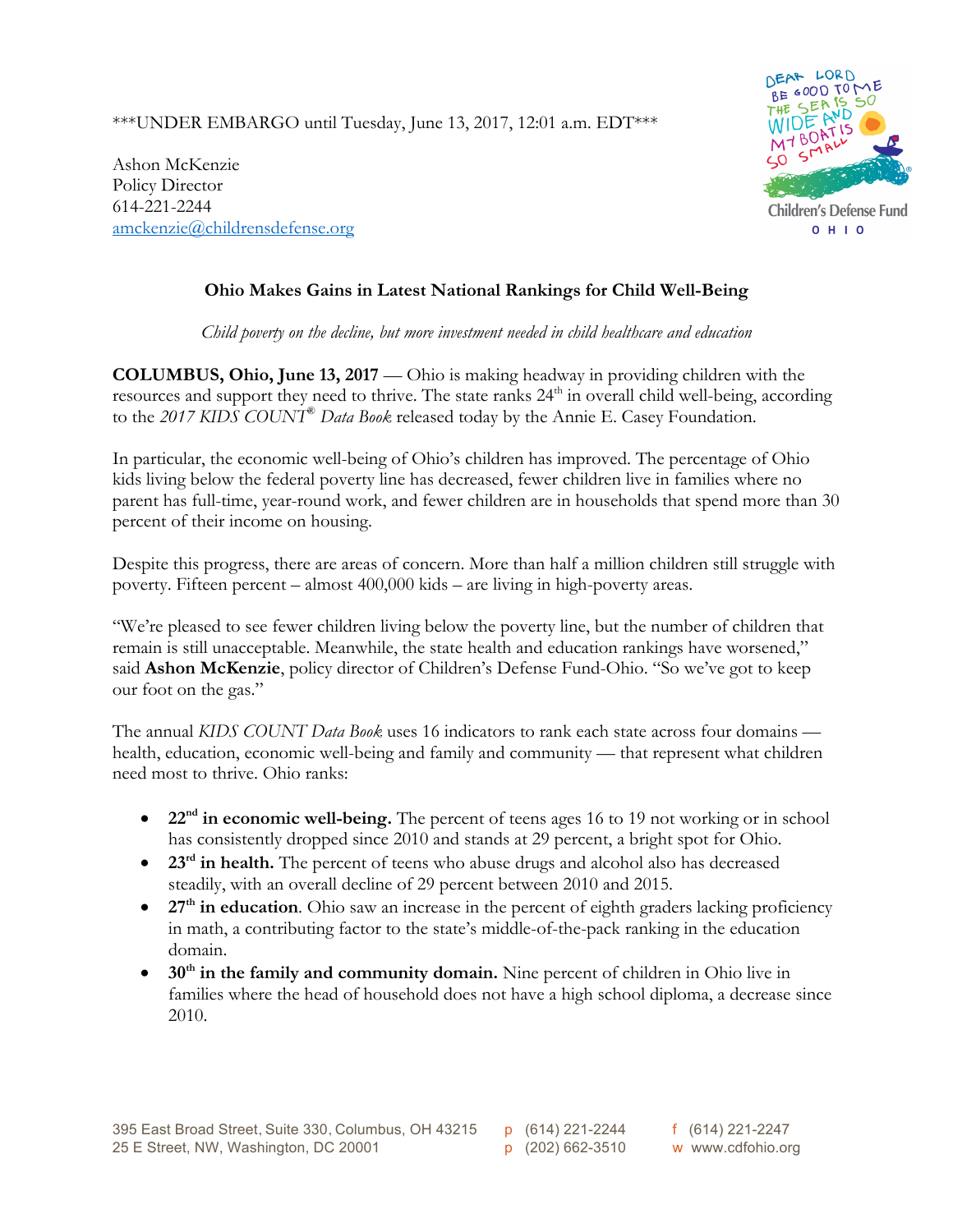***UNDER EMBARGO until Tuesday, June 13, 2017, 12:01 a.m. EDT***

Ashon McKenzie
Policy Director
614-221-2244
amckenzie@childrensdefense.org

Children's Defense Fund OHIO

## Ohio Makes Gains in Latest National Rankings for Child Well-Being

*Child poverty on the decline, but more investment needed in child healthcare and education*

**COLUMBUS, Ohio, June 13, 2017** — Ohio is making headway in providing children with the resources and support they need to thrive. The state ranks 24th in overall child well-being, according to the *2017 KIDS COUNT® Data Book* released today by the Annie E. Casey Foundation.

In particular, the economic well-being of Ohio's children has improved. The percentage of Ohio kids living below the federal poverty line has decreased, fewer children live in families where no parent has full-time, year-round work, and fewer children are in households that spend more than 30 percent of their income on housing.

Despite this progress, there are areas of concern. More than half a million children still struggle with poverty. Fifteen percent – almost 400,000 kids – are living in high-poverty areas.

"We're pleased to see fewer children living below the poverty line, but the number of children that remain is still unacceptable. Meanwhile, the state health and education rankings have worsened," said **Ashon McKenzie**, policy director of Children's Defense Fund-Ohio. "So we've got to keep our foot on the gas."

The annual *KIDS COUNT Data Book* uses 16 indicators to rank each state across four domains — health, education, economic well-being and family and community — that represent what children need most to thrive. Ohio ranks:

- **22nd in economic well-being.** The percent of teens ages 16 to 19 not working or in school has consistently dropped since 2010 and stands at 29 percent, a bright spot for Ohio.
- **23rd in health.** The percent of teens who abuse drugs and alcohol also has decreased steadily, with an overall decline of 29 percent between 2010 and 2015.
- **27th in education**. Ohio saw an increase in the percent of eighth graders lacking proficiency in math, a contributing factor to the state's middle-of-the-pack ranking in the education domain.
- **30th in the family and community domain.** Nine percent of children in Ohio live in families where the head of household does not have a high school diploma, a decrease since 2010.

395 East Broad Street, Suite 330, Columbus, OH 43215 p (614) 221-2244 f (614) 221-2247
25 E Street, NW, Washington, DC 20001 p (202) 662-3510 w www.cdfohio.org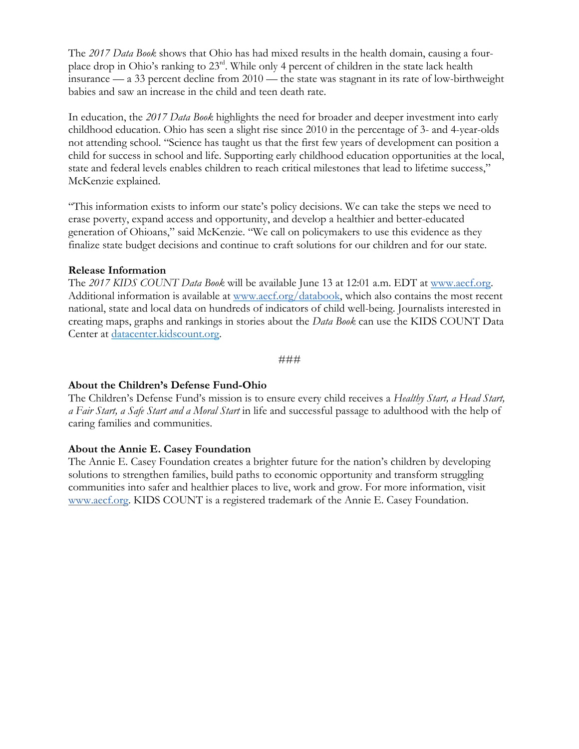The *2017 Data Book* shows that Ohio has had mixed results in the health domain, causing a four-place drop in Ohio's ranking to 23rd. While only 4 percent of children in the state lack health insurance — a 33 percent decline from 2010 — the state was stagnant in its rate of low-birthweight babies and saw an increase in the child and teen death rate.

In education, the *2017 Data Book* highlights the need for broader and deeper investment into early childhood education. Ohio has seen a slight rise since 2010 in the percentage of 3- and 4-year-olds not attending school. "Science has taught us that the first few years of development can position a child for success in school and life. Supporting early childhood education opportunities at the local, state and federal levels enables children to reach critical milestones that lead to lifetime success," McKenzie explained.

"This information exists to inform our state's policy decisions. We can take the steps we need to erase poverty, expand access and opportunity, and develop a healthier and better-educated generation of Ohioans," said McKenzie. "We call on policymakers to use this evidence as they finalize state budget decisions and continue to craft solutions for our children and for our state.

**Release Information**
The *2017 KIDS COUNT Data Book* will be available June 13 at 12:01 a.m. EDT at [www.aecf.org](www.aecf.org). Additional information is available at [www.aecf.org/databook](www.aecf.org/databook), which also contains the most recent national, state and local data on hundreds of indicators of child well-being. Journalists interested in creating maps, graphs and rankings in stories about the *Data Book* can use the KIDS COUNT Data Center at [datacenter.kidscount.org](datacenter.kidscount.org).

###

**About the Children's Defense Fund-Ohio**
The Children's Defense Fund's mission is to ensure every child receives a *Healthy Start, a Head Start, a Fair Start, a Safe Start and a Moral Start* in life and successful passage to adulthood with the help of caring families and communities.

**About the Annie E. Casey Foundation**
The Annie E. Casey Foundation creates a brighter future for the nation's children by developing solutions to strengthen families, build paths to economic opportunity and transform struggling communities into safer and healthier places to live, work and grow. For more information, visit [www.aecf.org](www.aecf.org). KIDS COUNT is a registered trademark of the Annie E. Casey Foundation.